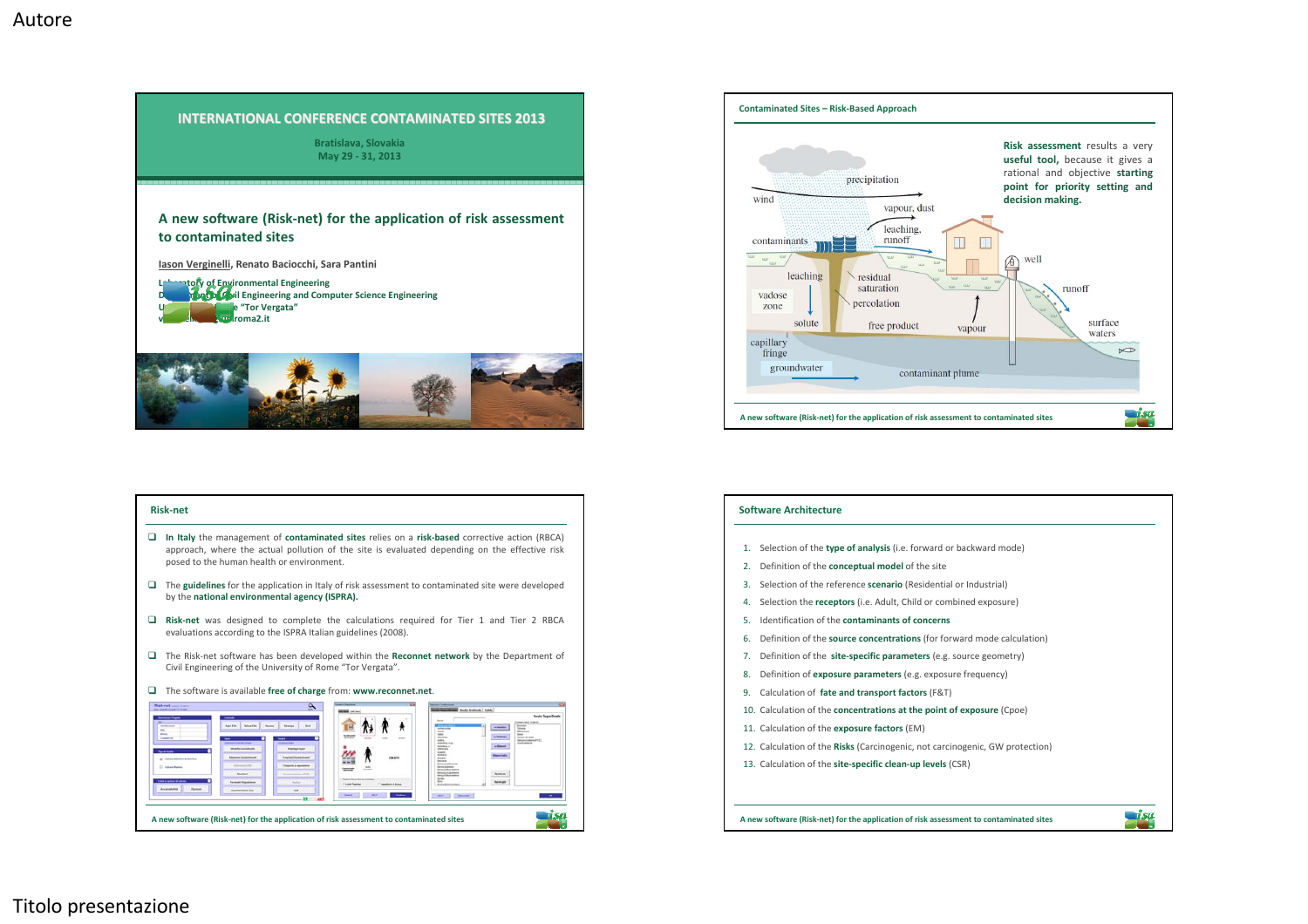Autore

# INTERNATIONAL CONFERENCE CONTAMINATED SITES 2013

Bratislava, Slovakia
May 29 - 31, 2013

## A new software (Risk-net) for the application of risk assessment to contaminated sites

**Iason Verginelli**, Renato Baciocchi, Sara Pantini

Laboratory of Environmental Engineering
Department of Civil Engineering and Computer Science Engineering
University of Rome "Tor Vergata"
verginelli@ing.uniroma2.it

---

## Contaminated Sites – Risk-Based Approach

precipitation, wind, vapour, dust, contaminants, leaching, runoff, well, residual saturation, vadose zone, percolation, solute, free product, vapour, surface waters, capillary fringe, groundwater, contaminant plume

**Risk assessment** results a very **useful tool,** because it gives a rational and objective **starting point for priority setting and decision making.**

---

## Risk-net

- **In Italy** the management of **contaminated sites** relies on a **risk-based** corrective action (RBCA) approach, where the actual pollution of the site is evaluated depending on the effective risk posed to the human health or environment.
- The **guidelines** for the application in Italy of risk assessment to contaminated site were developed by the **national environmental agency (ISPRA).**
- **Risk-net** was designed to complete the calculations required for Tier 1 and Tier 2 RBCA evaluations according to the ISPRA Italian guidelines (2008).
- The Risk-net software has been developed within the **Reconnet network** by the Department of Civil Engineering of the University of Rome "Tor Vergata".
- The software is available **free of charge** from: **www.reconnet.net**.

---

## Software Architecture

1. Selection of the **type of analysis** (i.e. forward or backward mode)
2. Definition of the **conceptual model** of the site
3. Selection of the reference **scenario** (Residential or Industrial)
4. Selection the **receptors** (i.e. Adult, Child or combined exposure)
5. Identification of the **contaminants of concerns**
6. Definition of the **source concentrations** (for forward mode calculation)
7. Definition of the **site-specific parameters** (e.g. source geometry)
8. Definition of **exposure parameters** (e.g. exposure frequency)
9. Calculation of **fate and transport factors** (F&T)
10. Calculation of the **concentrations at the point of exposure** (Cpoe)
11. Calculation of the **exposure factors** (EM)
12. Calculation of the **Risks** (Carcinogenic, not carcinogenic, GW protection)
13. Calculation of the **site-specific clean-up levels** (CSR)

Titolo presentazione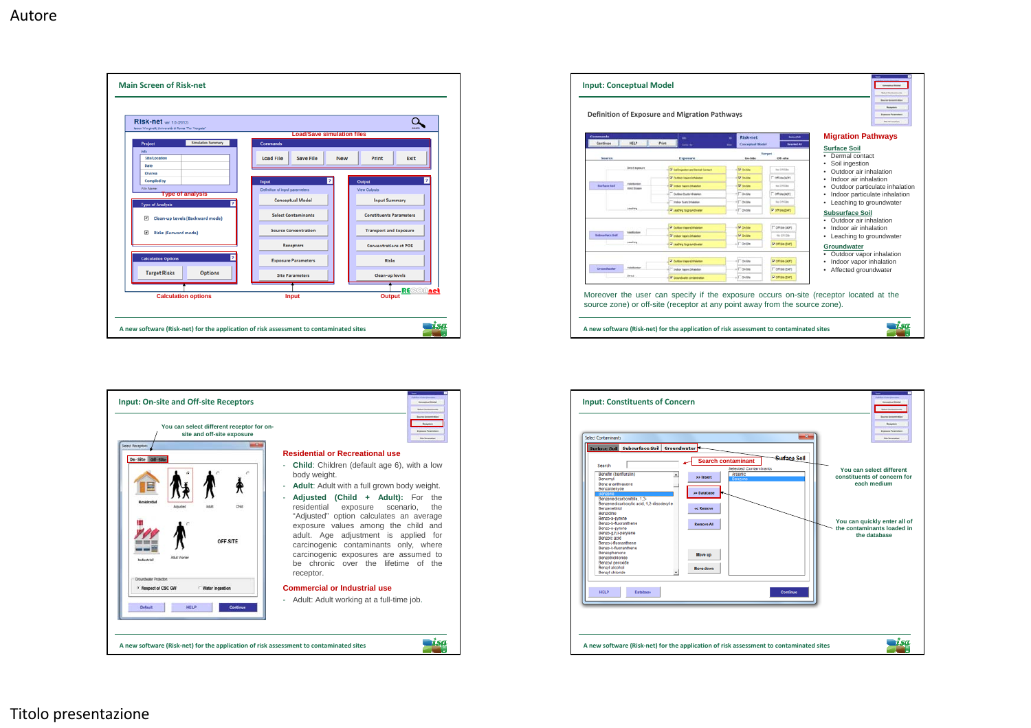## Main Screen of Risk-net

**Risk-net** ver. 1.0 (2012)

Load/Save simulation files

Type of analysis

Calculation options

Input

Output

A new software (Risk-net) for the application of risk assessment to contaminated sites

## Input: Conceptual Model

Definition of Exposure and Migration Pathways

### Migration Pathways

**Surface Soil**

- Dermal contact
- Soil ingestion
- Outdoor air inhalation
- Indoor air inhalation
- Outdoor particulate inhalation
- Indoor particulate inhalation
- Leaching to groundwater

**Subsurface Soil**

- Outdoor air inhalation
- Indoor air inhalation
- Leaching to groundwater

**Groundwater**

- Outdoor vapor inhalation
- Indoor vapor inhalation
- Affected groundwater

Moreover the user can specify if the exposure occurs on-site (receptor located at the source zone) or off-site (receptor at any point away from the source zone).

A new software (Risk-net) for the application of risk assessment to contaminated sites

## Input: On-site and Off-site Receptors

You can select different receptor for on-site and off-site exposure

### Residential or Recreational use

- **Child**: Children (default age 6), with a low body weight.
- **Adult**: Adult with a full grown body weight.
- **Adjusted (Child + Adult)**: For the residential exposure scenario, the "Adjusted" option calculates an average exposure values among the child and adult. Age adjustment is applied for carcinogenic contaminants only, where carcinogenic exposures are assumed to be chronic over the lifetime of the receptor.

### Commercial or Industrial use

- Adult: Adult working at a full-time job.

A new software (Risk-net) for the application of risk assessment to contaminated sites

## Input: Constituents of Concern

Search contaminant

Surface Soil

You can select different constituents of concern for each medium

You can quickly enter all of the contaminants loaded in the database

A new software (Risk-net) for the application of risk assessment to contaminated sites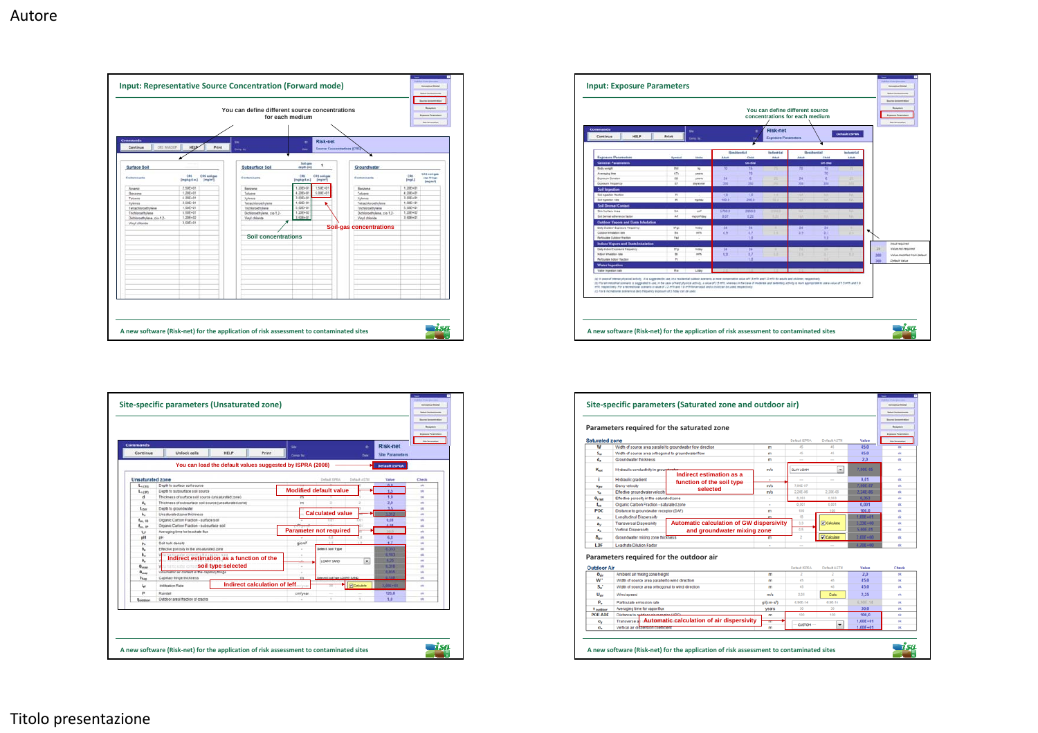Autore

## Input: Representative Source Concentration (Forward mode)

You can define different source concentrations for each medium

Soil concentrations

Soil-gas concentrations

A new software (Risk-net) for the application of risk assessment to contaminated sites

## Input: Exposure Parameters

You can define different source concentrations for each medium

A new software (Risk-net) for the application of risk assessment to contaminated sites

## Site-specific parameters (Unsaturated zone)

You can load the default values suggested by ISPRA (2008)

Modified default value

Calculated value

Parameter not required

Indirect estimation as a function of the soil type selected

Indirect calculation of leff

A new software (Risk-net) for the application of risk assessment to contaminated sites

## Site-specific parameters (Saturated zone and outdoor air)

Parameters required for the saturated zone

Indirect estimation as a function of the soil type selected

Automatic calculation of GW dispersivity and groundwater mixing zone

Parameters required for the outdoor air

Automatic calculation of air dispersivity

A new software (Risk-net) for the application of risk assessment to contaminated sites

Titolo presentazione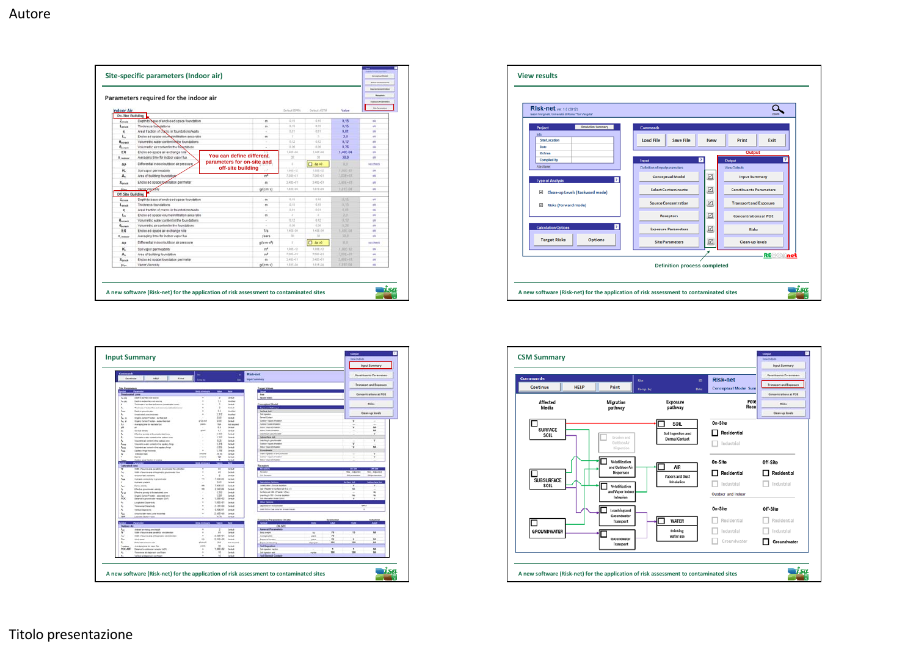Autore

## Site-specific parameters (Indoor air)

Parameters required for the indoor air

You can define different parameters for on-site and off-site building

A new software (Risk-net) for the application of risk assessment to contaminated sites

## View results

Definition process completed

A new software (Risk-net) for the application of risk assessment to contaminated sites

## Input Summary

A new software (Risk-net) for the application of risk assessment to contaminated sites

## CSM Summary

A new software (Risk-net) for the application of risk assessment to contaminated sites

Titolo presentazione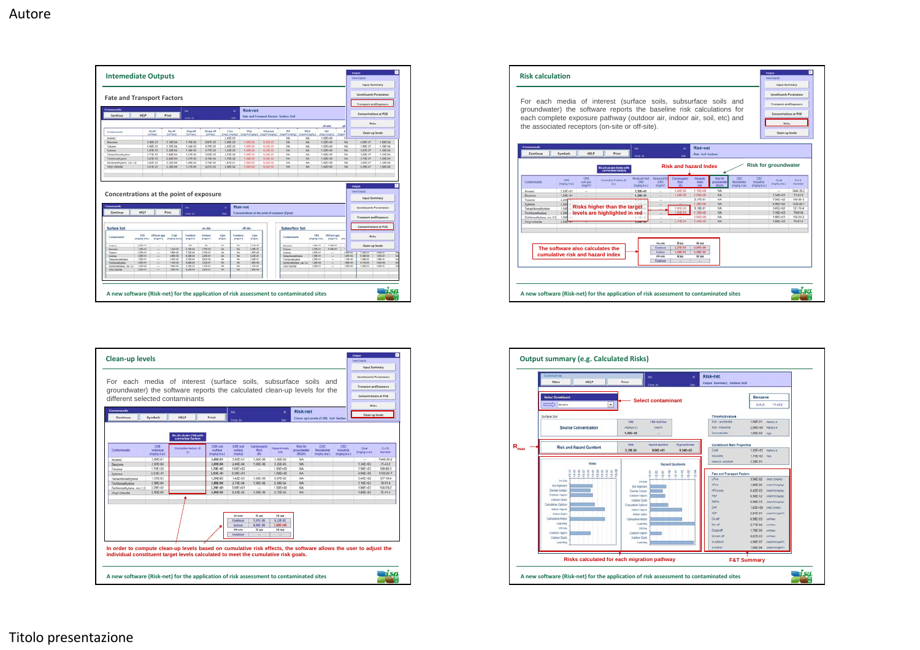## Intemediate Outputs

### Fate and Transport Factors

### Concentrations at the point of exposure

A new software (Risk-net) for the application of risk assessment to contaminated sites

## Risk calculation

For each media of interest (surface soils, subsurface soils and groundwater) the software reports the baseline risk calculations for each complete exposure pathway (outdoor air, indoor air, soil, etc) and the associated receptors (on-site or off-site).

Risk and hazard Index

Risk for groundwater

Risks higher than the target levels are highlighted in red

The software also calculates the cumulative risk and hazard index

A new software (Risk-net) for the application of risk assessment to contaminated sites

## Clean-up levels

For each media of interest (surface soils, subsurface soils and groundwater) the software reports the calculated clean-up levels for the different selected contaminants

In order to compute clean-up levels based on cumulative risk effects, the software allows the user to adjust the individual constituent target levels calculated to meet the cumulative risk goals.

A new software (Risk-net) for the application of risk assessment to contaminated sites

## Output summary (e.g. Calculated Risks)

Select contaminant

$R_{max}$

Risks calculated for each migration pathway

F&T Summary

A new software (Risk-net) for the application of risk assessment to contaminated sites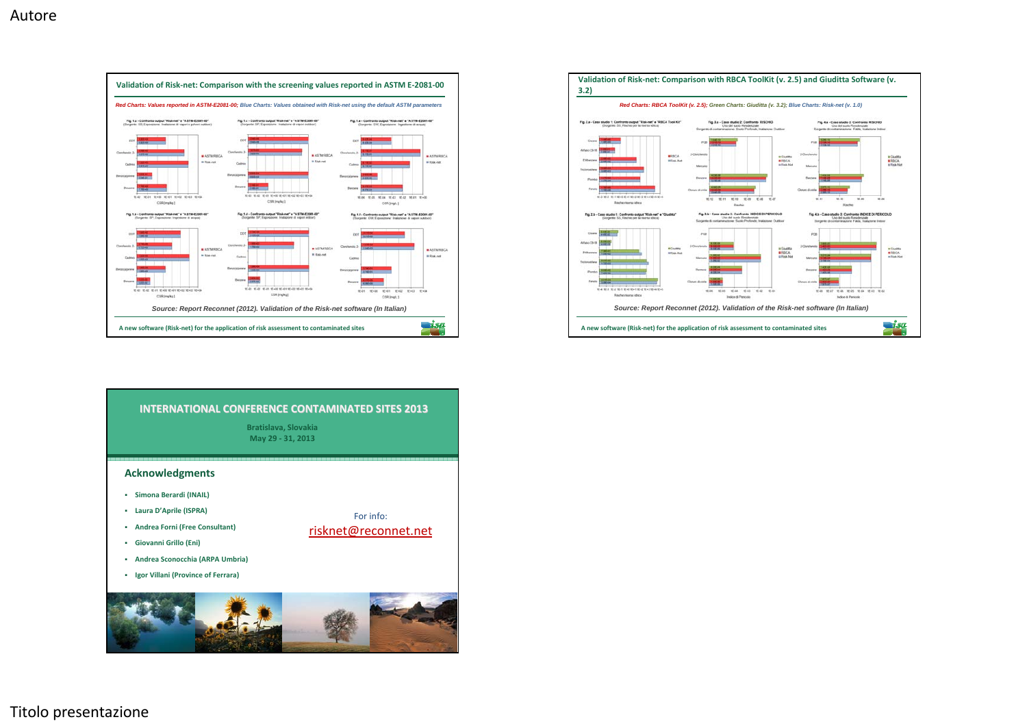## Validation of Risk-net: Comparison with the screening values reported in ASTM E-2081-00

*Red Charts: Values reported in ASTM-E2081-00; Blue Charts: Values obtained with Risk-net using the default ASTM parameters*

*Source: Report Reconnet (2012). Validation of the Risk-net software (In Italian)*

A new software (Risk-net) for the application of risk assessment to contaminated sites

## Validation of Risk-net: Comparison with RBCA ToolKit (v. 2.5) and Giuditta Software (v. 3.2)

*Red Charts: RBCA ToolKit (v. 2.5); Green Charts: Giuditta (v. 3.2); Blue Charts: Risk-net (v. 1.0)*

*Source: Report Reconnet (2012). Validation of the Risk-net software (In Italian)*

A new software (Risk-net) for the application of risk assessment to contaminated sites

## INTERNATIONAL CONFERENCE CONTAMINATED SITES 2013

Bratislava, Slovakia
May 29 - 31, 2013

### Acknowledgments

- Simona Berardi (INAIL)
- Laura D'Aprile (ISPRA)
- Andrea Forni (Free Consultant)
- Giovanni Grillo (Eni)
- Andrea Sconocchia (ARPA Umbria)
- Igor Villani (Province of Ferrara)

For info:
risknet@reconnet.net